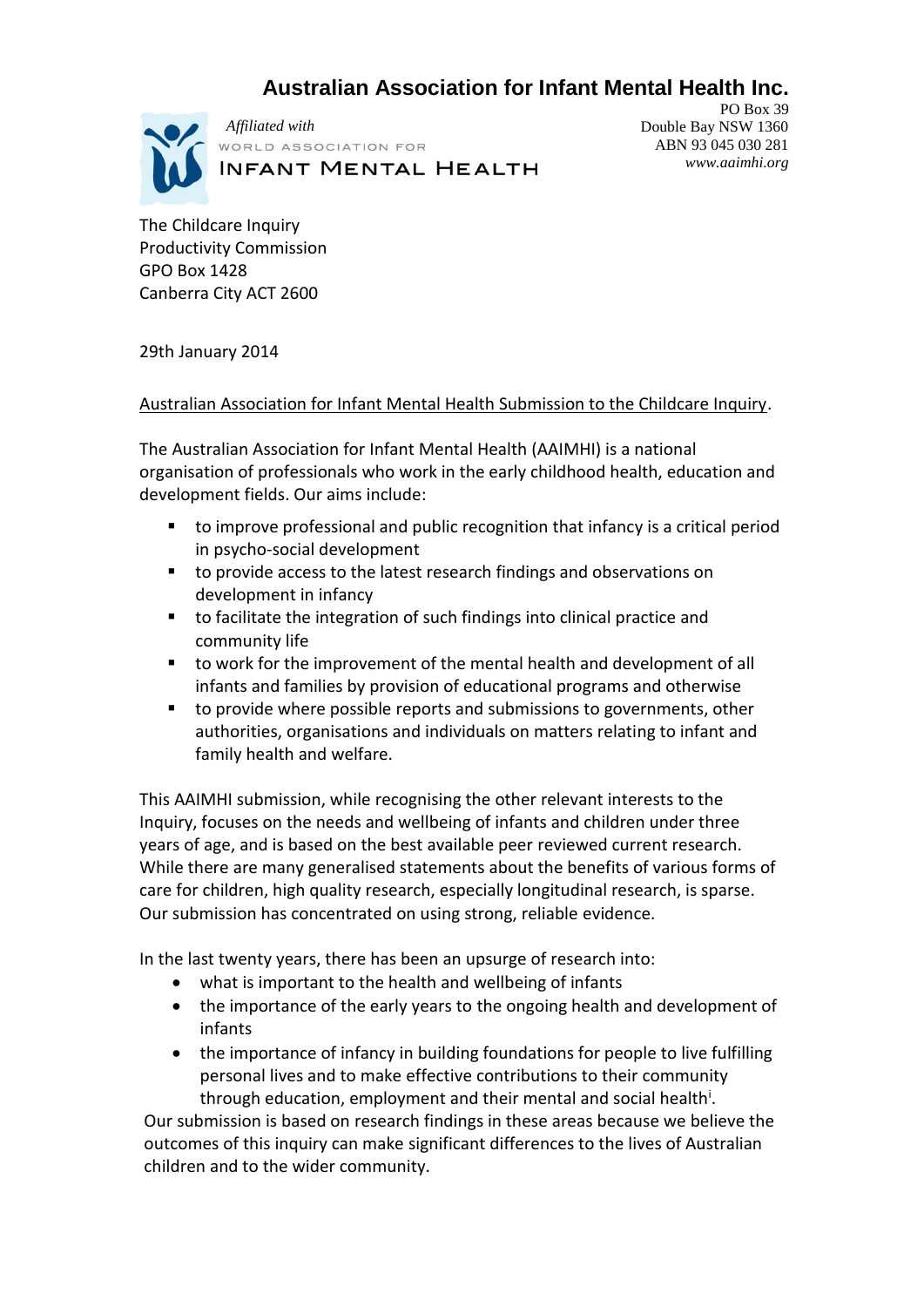# Australian Association for Infant Mental Health Inc.

*Affiliated with*
WORLD ASSOCIATION FOR
INFANT MENTAL HEALTH

PO Box 39
Double Bay NSW 1360
ABN 93 045 030 281
*www.aaimhi.org*

The Childcare Inquiry
Productivity Commission
GPO Box 1428
Canberra City ACT 2600

29th January 2014

Australian Association for Infant Mental Health Submission to the Childcare Inquiry.

The Australian Association for Infant Mental Health (AAIMHI) is a national organisation of professionals who work in the early childhood health, education and development fields. Our aims include:

- to improve professional and public recognition that infancy is a critical period in psycho-social development
- to provide access to the latest research findings and observations on development in infancy
- to facilitate the integration of such findings into clinical practice and community life
- to work for the improvement of the mental health and development of all infants and families by provision of educational programs and otherwise
- to provide where possible reports and submissions to governments, other authorities, organisations and individuals on matters relating to infant and family health and welfare.

This AAIMHI submission, while recognising the other relevant interests to the Inquiry, focuses on the needs and wellbeing of infants and children under three years of age, and is based on the best available peer reviewed current research. While there are many generalised statements about the benefits of various forms of care for children, high quality research, especially longitudinal research, is sparse. Our submission has concentrated on using strong, reliable evidence.

In the last twenty years, there has been an upsurge of research into:

- what is important to the health and wellbeing of infants
- the importance of the early years to the ongoing health and development of infants
- the importance of infancy in building foundations for people to live fulfilling personal lives and to make effective contributions to their community through education, employment and their mental and social health[i].

Our submission is based on research findings in these areas because we believe the outcomes of this inquiry can make significant differences to the lives of Australian children and to the wider community.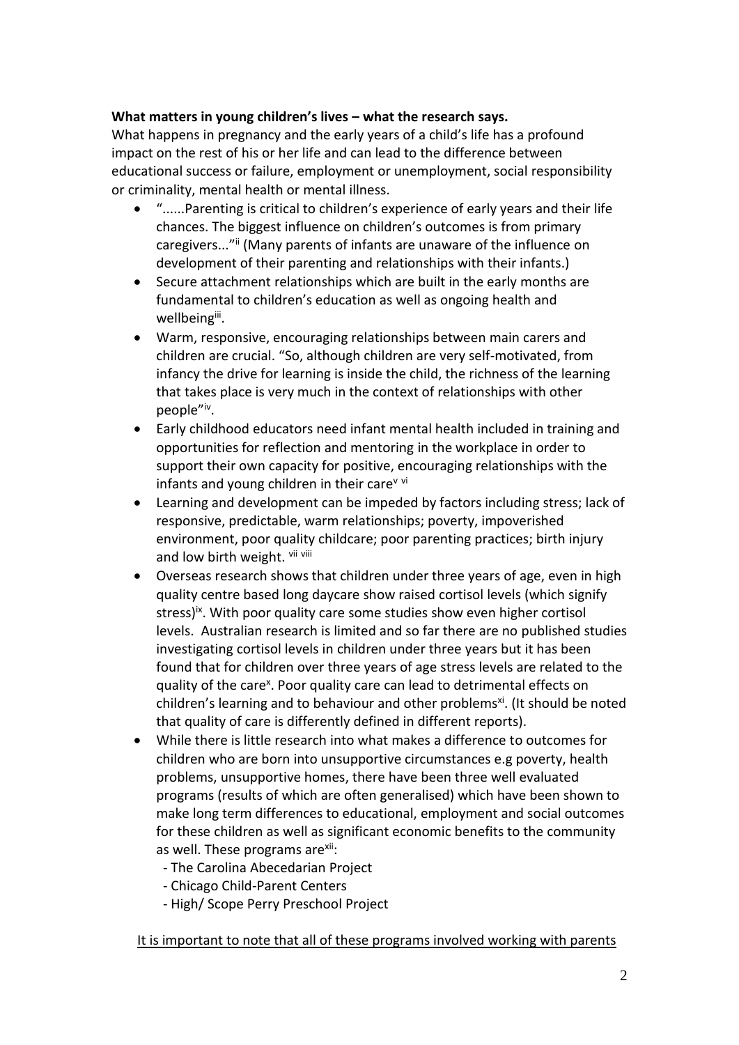**What matters in young children's lives – what the research says.**

What happens in pregnancy and the early years of a child's life has a profound impact on the rest of his or her life and can lead to the difference between educational success or failure, employment or unemployment, social responsibility or criminality, mental health or mental illness.

- "......Parenting is critical to children's experience of early years and their life chances. The biggest influence on children's outcomes is from primary caregivers..."[ii] (Many parents of infants are unaware of the influence on development of their parenting and relationships with their infants.)
- Secure attachment relationships which are built in the early months are fundamental to children's education as well as ongoing health and wellbeing[iii].
- Warm, responsive, encouraging relationships between main carers and children are crucial. "So, although children are very self-motivated, from infancy the drive for learning is inside the child, the richness of the learning that takes place is very much in the context of relationships with other people"[iv].
- Early childhood educators need infant mental health included in training and opportunities for reflection and mentoring in the workplace in order to support their own capacity for positive, encouraging relationships with the infants and young children in their care[v vi]
- Learning and development can be impeded by factors including stress; lack of responsive, predictable, warm relationships; poverty, impoverished environment, poor quality childcare; poor parenting practices; birth injury and low birth weight. [vii viii]
- Overseas research shows that children under three years of age, even in high quality centre based long daycare show raised cortisol levels (which signify stress)[ix]. With poor quality care some studies show even higher cortisol levels. Australian research is limited and so far there are no published studies investigating cortisol levels in children under three years but it has been found that for children over three years of age stress levels are related to the quality of the care[x]. Poor quality care can lead to detrimental effects on children's learning and to behaviour and other problems[xi]. (It should be noted that quality of care is differently defined in different reports).
- While there is little research into what makes a difference to outcomes for children who are born into unsupportive circumstances e.g poverty, health problems, unsupportive homes, there have been three well evaluated programs (results of which are often generalised) which have been shown to make long term differences to educational, employment and social outcomes for these children as well as significant economic benefits to the community as well. These programs are[xii]:
  - The Carolina Abecedarian Project
  - Chicago Child-Parent Centers
  - High/ Scope Perry Preschool Project

It is important to note that all of these programs involved working with parents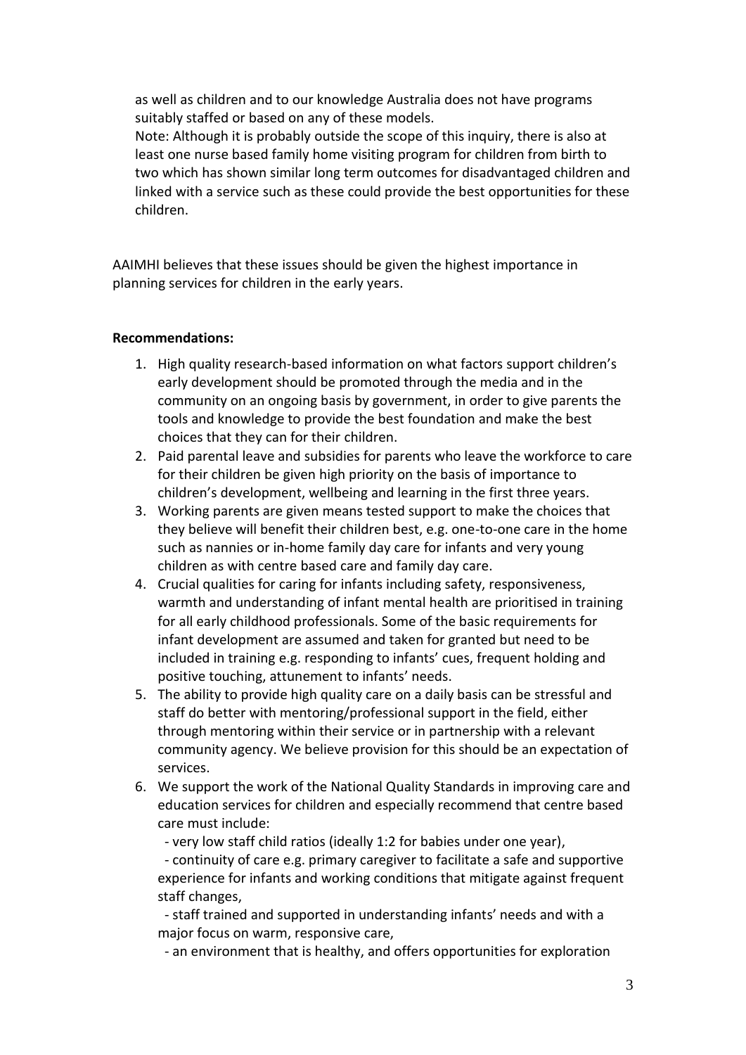as well as children and to our knowledge Australia does not have programs suitably staffed or based on any of these models.
Note: Although it is probably outside the scope of this inquiry, there is also at least one nurse based family home visiting program for children from birth to two which has shown similar long term outcomes for disadvantaged children and linked with a service such as these could provide the best opportunities for these children.

AAIMHI believes that these issues should be given the highest importance in planning services for children in the early years.

**Recommendations:**

1. High quality research-based information on what factors support children's early development should be promoted through the media and in the community on an ongoing basis by government, in order to give parents the tools and knowledge to provide the best foundation and make the best choices that they can for their children.
2. Paid parental leave and subsidies for parents who leave the workforce to care for their children be given high priority on the basis of importance to children's development, wellbeing and learning in the first three years.
3. Working parents are given means tested support to make the choices that they believe will benefit their children best, e.g. one-to-one care in the home such as nannies or in-home family day care for infants and very young children as with centre based care and family day care.
4. Crucial qualities for caring for infants including safety, responsiveness, warmth and understanding of infant mental health are prioritised in training for all early childhood professionals. Some of the basic requirements for infant development are assumed and taken for granted but need to be included in training e.g. responding to infants' cues, frequent holding and positive touching, attunement to infants' needs.
5. The ability to provide high quality care on a daily basis can be stressful and staff do better with mentoring/professional support in the field, either through mentoring within their service or in partnership with a relevant community agency. We believe provision for this should be an expectation of services.
6. We support the work of the National Quality Standards in improving care and education services for children and especially recommend that centre based care must include:
   - very low staff child ratios (ideally 1:2 for babies under one year),
   - continuity of care e.g. primary caregiver to facilitate a safe and supportive experience for infants and working conditions that mitigate against frequent staff changes,
   - staff trained and supported in understanding infants' needs and with a major focus on warm, responsive care,
   - an environment that is healthy, and offers opportunities for exploration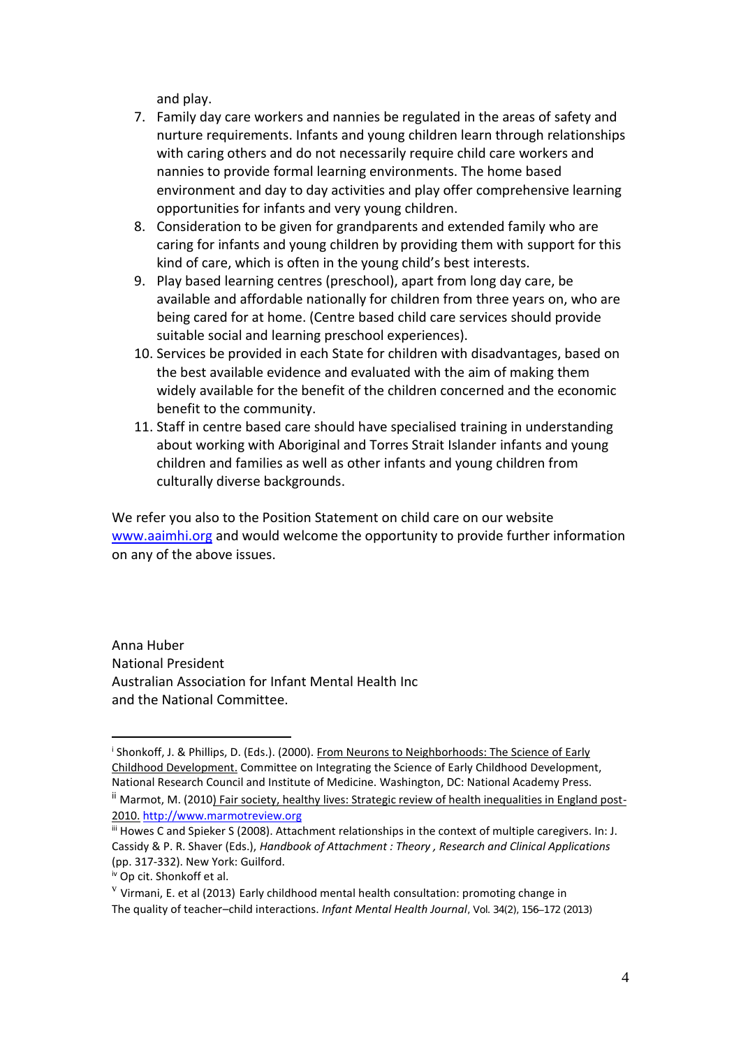and play.

7. Family day care workers and nannies be regulated in the areas of safety and nurture requirements. Infants and young children learn through relationships with caring others and do not necessarily require child care workers and nannies to provide formal learning environments. The home based environment and day to day activities and play offer comprehensive learning opportunities for infants and very young children.
8. Consideration to be given for grandparents and extended family who are caring for infants and young children by providing them with support for this kind of care, which is often in the young child's best interests.
9. Play based learning centres (preschool), apart from long day care, be available and affordable nationally for children from three years on, who are being cared for at home. (Centre based child care services should provide suitable social and learning preschool experiences).
10. Services be provided in each State for children with disadvantages, based on the best available evidence and evaluated with the aim of making them widely available for the benefit of the children concerned and the economic benefit to the community.
11. Staff in centre based care should have specialised training in understanding about working with Aboriginal and Torres Strait Islander infants and young children and families as well as other infants and young children from culturally diverse backgrounds.

We refer you also to the Position Statement on child care on our website [www.aaimhi.org](http://www.aaimhi.org) and would welcome the opportunity to provide further information on any of the above issues.

Anna Huber
National President
Australian Association for Infant Mental Health Inc
and the National Committee.

---

[i] Shonkoff, J. & Phillips, D. (Eds.). (2000). From Neurons to Neighborhoods: The Science of Early Childhood Development. Committee on Integrating the Science of Early Childhood Development, National Research Council and Institute of Medicine. Washington, DC: National Academy Press.

[ii] Marmot, M. (2010) Fair society, healthy lives: Strategic review of health inequalities in England post-2010. http://www.marmotreview.org

[iii] Howes C and Spieker S (2008). Attachment relationships in the context of multiple caregivers. In: J. Cassidy & P. R. Shaver (Eds.), *Handbook of Attachment : Theory , Research and Clinical Applications* (pp. 317-332). New York: Guilford.

[iv] Op cit. Shonkoff et al.

[v] Virmani, E. et al (2013) Early childhood mental health consultation: promoting change in The quality of teacher–child interactions. *Infant Mental Health Journal*, Vol. 34(2), 156–172 (2013)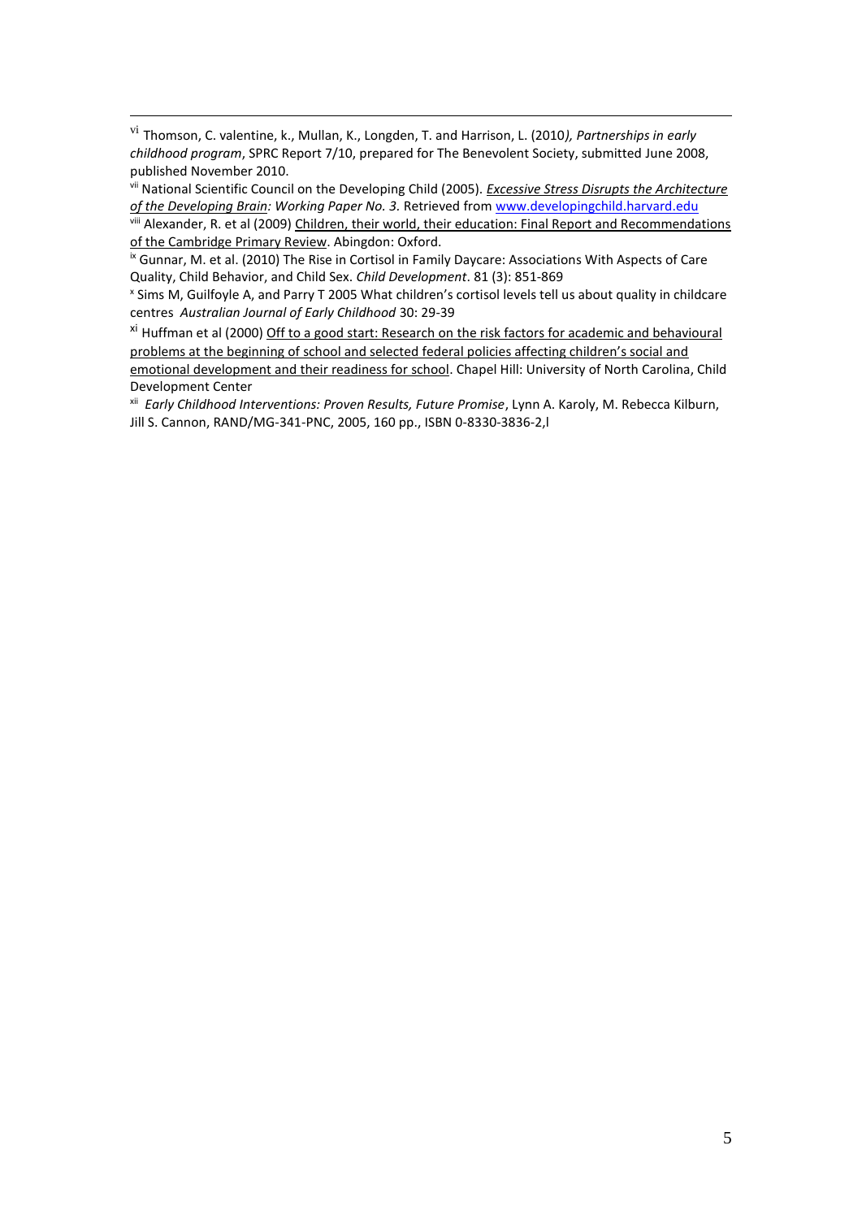[vi] Thomson, C. valentine, k., Mullan, K., Longden, T. and Harrison, L. (2010*), Partnerships in early childhood program*, SPRC Report 7/10, prepared for The Benevolent Society, submitted June 2008, published November 2010.

[vii] National Scientific Council on the Developing Child (2005). *Excessive Stress Disrupts the Architecture of the Developing Brain: Working Paper No. 3.* Retrieved from www.developingchild.harvard.edu

[viii] Alexander, R. et al (2009) Children, their world, their education: Final Report and Recommendations of the Cambridge Primary Review. Abingdon: Oxford.

[ix] Gunnar, M. et al. (2010) The Rise in Cortisol in Family Daycare: Associations With Aspects of Care Quality, Child Behavior, and Child Sex. *Child Development*. 81 (3): 851-869

[x] Sims M, Guilfoyle A, and Parry T 2005 What children's cortisol levels tell us about quality in childcare centres *Australian Journal of Early Childhood* 30: 29-39

[xi] Huffman et al (2000) Off to a good start: Research on the risk factors for academic and behavioural problems at the beginning of school and selected federal policies affecting children's social and emotional development and their readiness for school. Chapel Hill: University of North Carolina, Child Development Center

[xii] *Early Childhood Interventions: Proven Results, Future Promise*, Lynn A. Karoly, M. Rebecca Kilburn, Jill S. Cannon, RAND/MG-341-PNC, 2005, 160 pp., ISBN 0-8330-3836-2,l